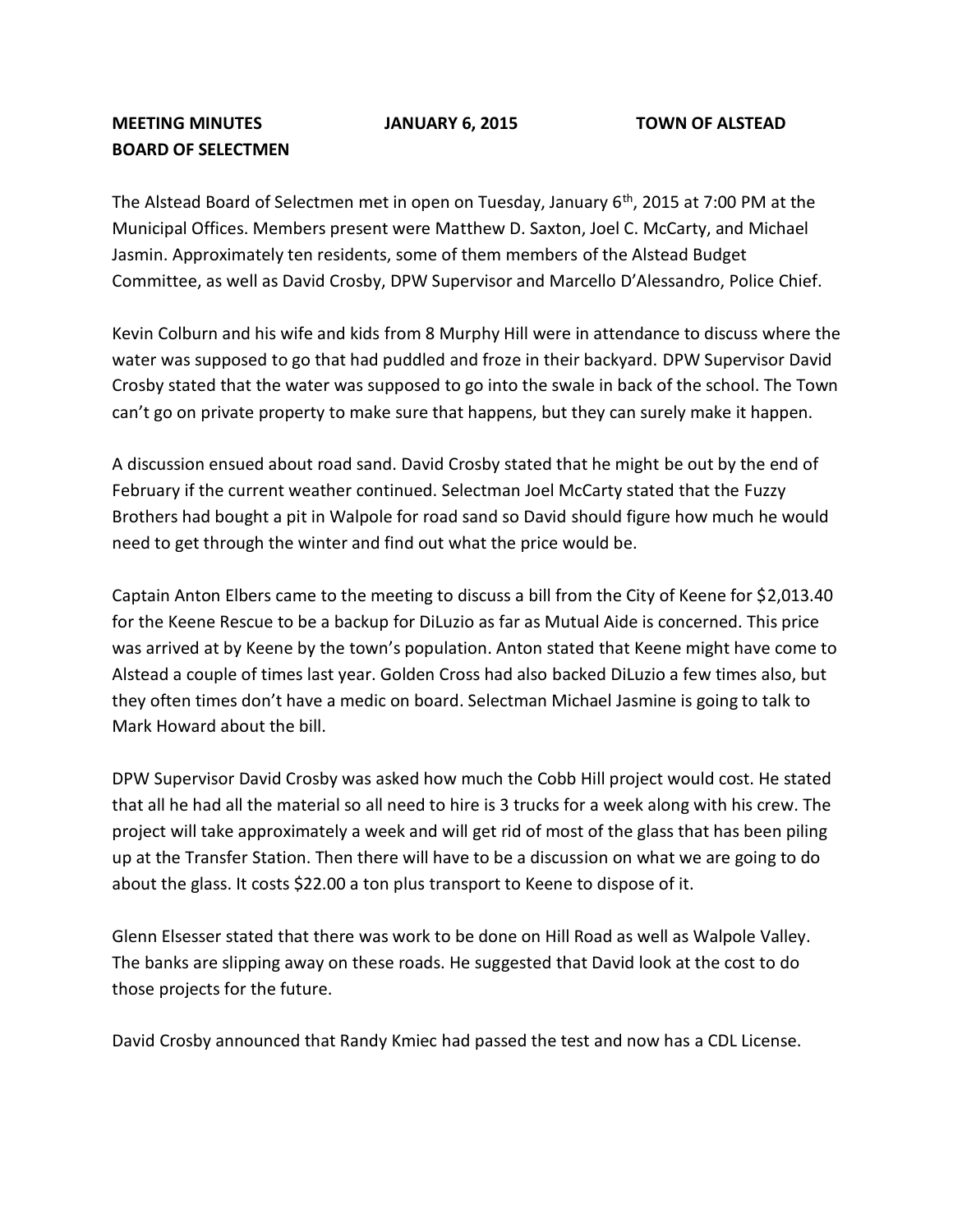**MEETING MINUTES                    JANUARY 6, 2015                    TOWN OF ALSTEAD**
**BOARD OF SELECTMEN**

The Alstead Board of Selectmen met in open on Tuesday, January 6th, 2015 at 7:00 PM at the Municipal Offices. Members present were Matthew D. Saxton, Joel C. McCarty, and Michael Jasmin. Approximately ten residents, some of them members of the Alstead Budget Committee, as well as David Crosby, DPW Supervisor and Marcello D'Alessandro, Police Chief.

Kevin Colburn and his wife and kids from 8 Murphy Hill were in attendance to discuss where the water was supposed to go that had puddled and froze in their backyard. DPW Supervisor David Crosby stated that the water was supposed to go into the swale in back of the school. The Town can't go on private property to make sure that happens, but they can surely make it happen.

A discussion ensued about road sand. David Crosby stated that he might be out by the end of February if the current weather continued. Selectman Joel McCarty stated that the Fuzzy Brothers had bought a pit in Walpole for road sand so David should figure how much he would need to get through the winter and find out what the price would be.

Captain Anton Elbers came to the meeting to discuss a bill from the City of Keene for $2,013.40 for the Keene Rescue to be a backup for DiLuzio as far as Mutual Aide is concerned. This price was arrived at by Keene by the town's population. Anton stated that Keene might have come to Alstead a couple of times last year. Golden Cross had also backed DiLuzio a few times also, but they often times don't have a medic on board. Selectman Michael Jasmine is going to talk to Mark Howard about the bill.

DPW Supervisor David Crosby was asked how much the Cobb Hill project would cost. He stated that all he had all the material so all need to hire is 3 trucks for a week along with his crew. The project will take approximately a week and will get rid of most of the glass that has been piling up at the Transfer Station. Then there will have to be a discussion on what we are going to do about the glass. It costs $22.00 a ton plus transport to Keene to dispose of it.

Glenn Elsesser stated that there was work to be done on Hill Road as well as Walpole Valley. The banks are slipping away on these roads. He suggested that David look at the cost to do those projects for the future.

David Crosby announced that Randy Kmiec had passed the test and now has a CDL License.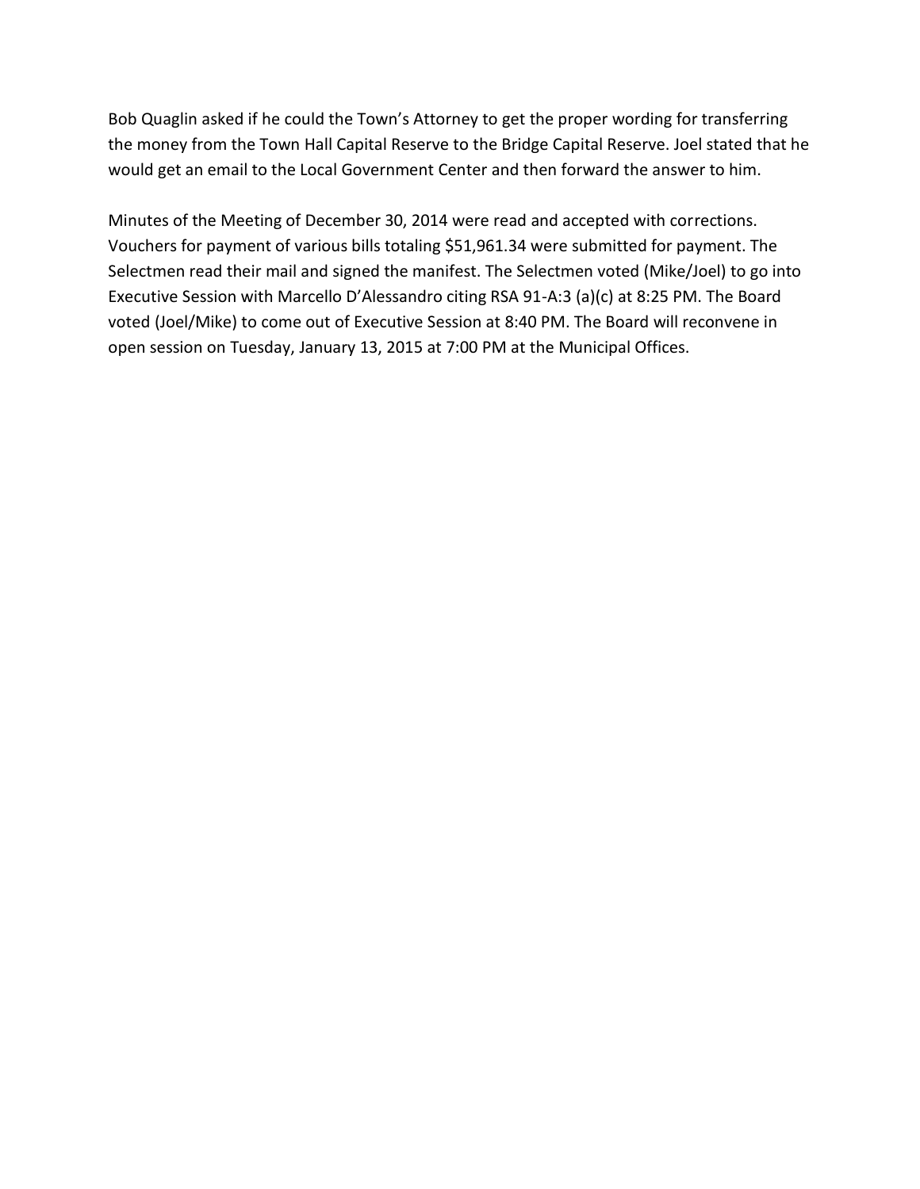Bob Quaglin asked if he could the Town's Attorney to get the proper wording for transferring the money from the Town Hall Capital Reserve to the Bridge Capital Reserve. Joel stated that he would get an email to the Local Government Center and then forward the answer to him.

Minutes of the Meeting of December 30, 2014 were read and accepted with corrections. Vouchers for payment of various bills totaling $51,961.34 were submitted for payment. The Selectmen read their mail and signed the manifest. The Selectmen voted (Mike/Joel) to go into Executive Session with Marcello D'Alessandro citing RSA 91-A:3 (a)(c) at 8:25 PM. The Board voted (Joel/Mike) to come out of Executive Session at 8:40 PM. The Board will reconvene in open session on Tuesday, January 13, 2015 at 7:00 PM at the Municipal Offices.